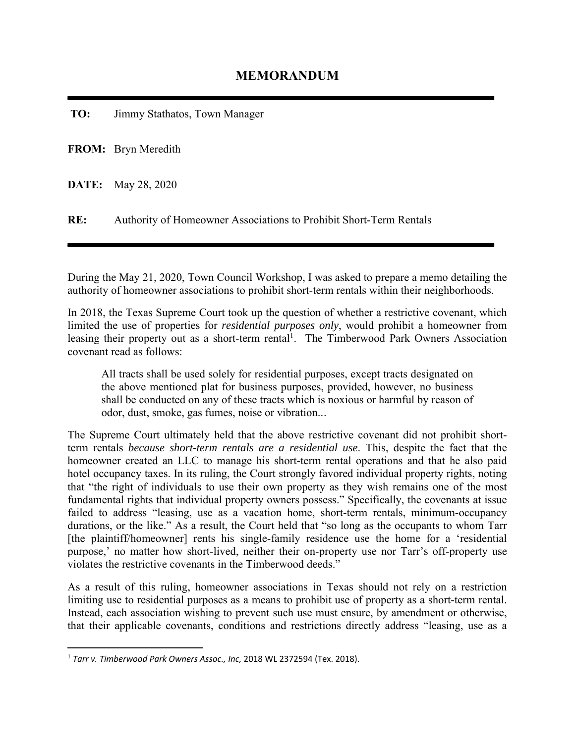# MEMORANDUM

---

**TO:** Jimmy Stathatos, Town Manager

**FROM:** Bryn Meredith

**DATE:** May 28, 2020

**RE:** Authority of Homeowner Associations to Prohibit Short-Term Rentals

---

During the May 21, 2020, Town Council Workshop, I was asked to prepare a memo detailing the authority of homeowner associations to prohibit short-term rentals within their neighborhoods.

In 2018, the Texas Supreme Court took up the question of whether a restrictive covenant, which limited the use of properties for *residential purposes only*, would prohibit a homeowner from leasing their property out as a short-term rental[1]. The Timberwood Park Owners Association covenant read as follows:

> All tracts shall be used solely for residential purposes, except tracts designated on the above mentioned plat for business purposes, provided, however, no business shall be conducted on any of these tracts which is noxious or harmful by reason of odor, dust, smoke, gas fumes, noise or vibration...

The Supreme Court ultimately held that the above restrictive covenant did not prohibit short-term rentals *because short-term rentals are a residential use*. This, despite the fact that the homeowner created an LLC to manage his short-term rental operations and that he also paid hotel occupancy taxes. In its ruling, the Court strongly favored individual property rights, noting that "the right of individuals to use their own property as they wish remains one of the most fundamental rights that individual property owners possess." Specifically, the covenants at issue failed to address "leasing, use as a vacation home, short-term rentals, minimum-occupancy durations, or the like." As a result, the Court held that "so long as the occupants to whom Tarr [the plaintiff/homeowner] rents his single-family residence use the home for a 'residential purpose,' no matter how short-lived, neither their on-property use nor Tarr's off-property use violates the restrictive covenants in the Timberwood deeds."

As a result of this ruling, homeowner associations in Texas should not rely on a restriction limiting use to residential purposes as a means to prohibit use of property as a short-term rental. Instead, each association wishing to prevent such use must ensure, by amendment or otherwise, that their applicable covenants, conditions and restrictions directly address "leasing, use as a

---

[1] *Tarr v. Timberwood Park Owners Assoc., Inc,* 2018 WL 2372594 (Tex. 2018).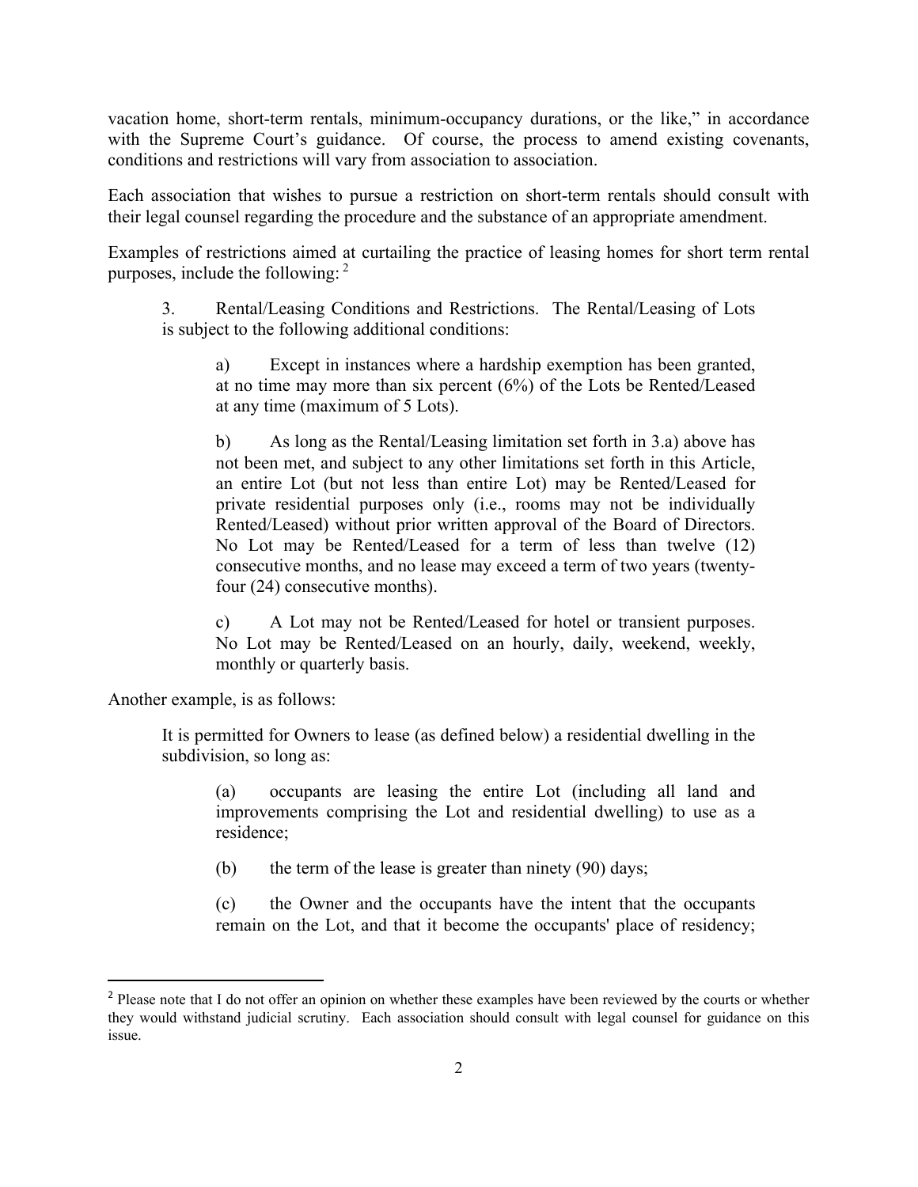vacation home, short-term rentals, minimum-occupancy durations, or the like," in accordance with the Supreme Court's guidance. Of course, the process to amend existing covenants, conditions and restrictions will vary from association to association.

Each association that wishes to pursue a restriction on short-term rentals should consult with their legal counsel regarding the procedure and the substance of an appropriate amendment.

Examples of restrictions aimed at curtailing the practice of leasing homes for short term rental purposes, include the following: [2]

> 3. Rental/Leasing Conditions and Restrictions. The Rental/Leasing of Lots is subject to the following additional conditions:
>
> > a) Except in instances where a hardship exemption has been granted, at no time may more than six percent (6%) of the Lots be Rented/Leased at any time (maximum of 5 Lots).
> >
> > b) As long as the Rental/Leasing limitation set forth in 3.a) above has not been met, and subject to any other limitations set forth in this Article, an entire Lot (but not less than entire Lot) may be Rented/Leased for private residential purposes only (i.e., rooms may not be individually Rented/Leased) without prior written approval of the Board of Directors. No Lot may be Rented/Leased for a term of less than twelve (12) consecutive months, and no lease may exceed a term of two years (twenty-four (24) consecutive months).
> >
> > c) A Lot may not be Rented/Leased for hotel or transient purposes. No Lot may be Rented/Leased on an hourly, daily, weekend, weekly, monthly or quarterly basis.

Another example, is as follows:

> It is permitted for Owners to lease (as defined below) a residential dwelling in the subdivision, so long as:
>
> > (a) occupants are leasing the entire Lot (including all land and improvements comprising the Lot and residential dwelling) to use as a residence;
> >
> > (b) the term of the lease is greater than ninety (90) days;
> >
> > (c) the Owner and the occupants have the intent that the occupants remain on the Lot, and that it become the occupants' place of residency;

[2] Please note that I do not offer an opinion on whether these examples have been reviewed by the courts or whether they would withstand judicial scrutiny. Each association should consult with legal counsel for guidance on this issue.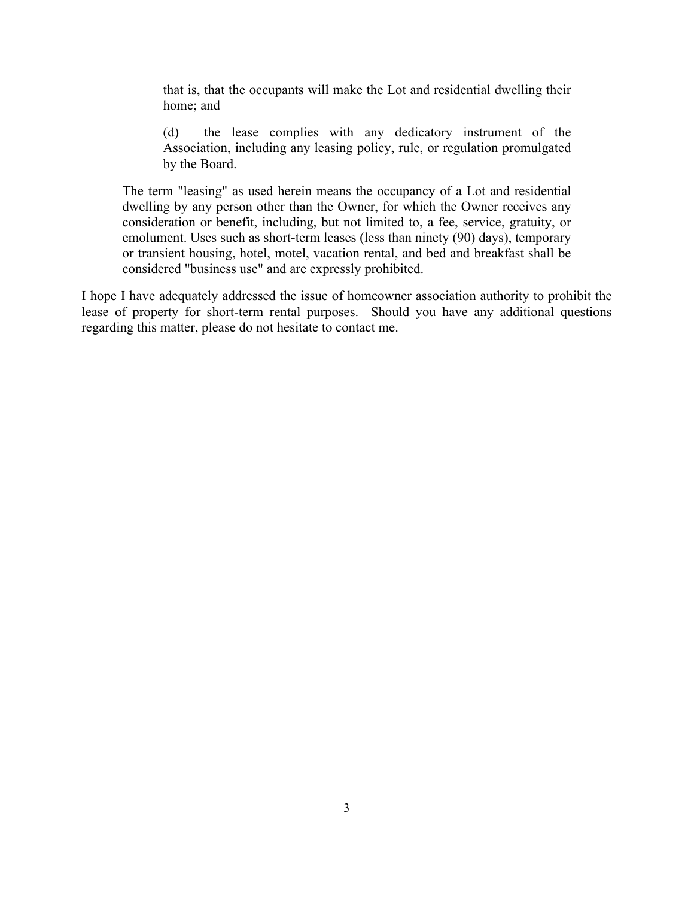> that is, that the occupants will make the Lot and residential dwelling their home; and
>
> (d) the lease complies with any dedicatory instrument of the Association, including any leasing policy, rule, or regulation promulgated by the Board.
>
> The term "leasing" as used herein means the occupancy of a Lot and residential dwelling by any person other than the Owner, for which the Owner receives any consideration or benefit, including, but not limited to, a fee, service, gratuity, or emolument. Uses such as short-term leases (less than ninety (90) days), temporary or transient housing, hotel, motel, vacation rental, and bed and breakfast shall be considered "business use" and are expressly prohibited.

I hope I have adequately addressed the issue of homeowner association authority to prohibit the lease of property for short-term rental purposes. Should you have any additional questions regarding this matter, please do not hesitate to contact me.